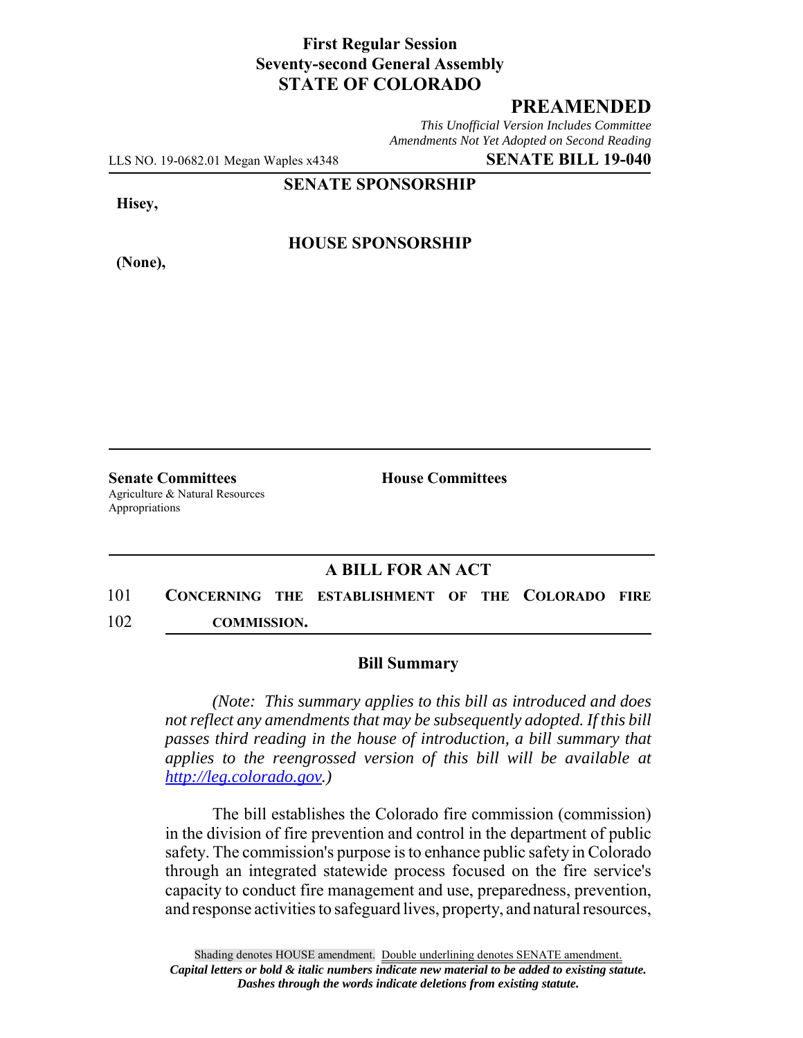# First Regular Session
# Seventy-second General Assembly
# STATE OF COLORADO

## PREAMENDED

*This Unofficial Version Includes Committee Amendments Not Yet Adopted on Second Reading*

LLS NO. 19-0682.01 Megan Waples x4348 **SENATE BILL 19-040**

**SENATE SPONSORSHIP**

**Hisey,**

**HOUSE SPONSORSHIP**

**(None),**

**Senate Committees**
Agriculture & Natural Resources
Appropriations

**House Committees**

## A BILL FOR AN ACT

101 **CONCERNING THE ESTABLISHMENT OF THE COLORADO FIRE**
102 **COMMISSION.**

### Bill Summary

*(Note: This summary applies to this bill as introduced and does not reflect any amendments that may be subsequently adopted. If this bill passes third reading in the house of introduction, a bill summary that applies to the reengrossed version of this bill will be available at http://leg.colorado.gov.)*

The bill establishes the Colorado fire commission (commission) in the division of fire prevention and control in the department of public safety. The commission's purpose is to enhance public safety in Colorado through an integrated statewide process focused on the fire service's capacity to conduct fire management and use, preparedness, prevention, and response activities to safeguard lives, property, and natural resources,

Shading denotes HOUSE amendment. Double underlining denotes SENATE amendment.
***Capital letters or bold & italic numbers indicate new material to be added to existing statute.***
***Dashes through the words indicate deletions from existing statute.***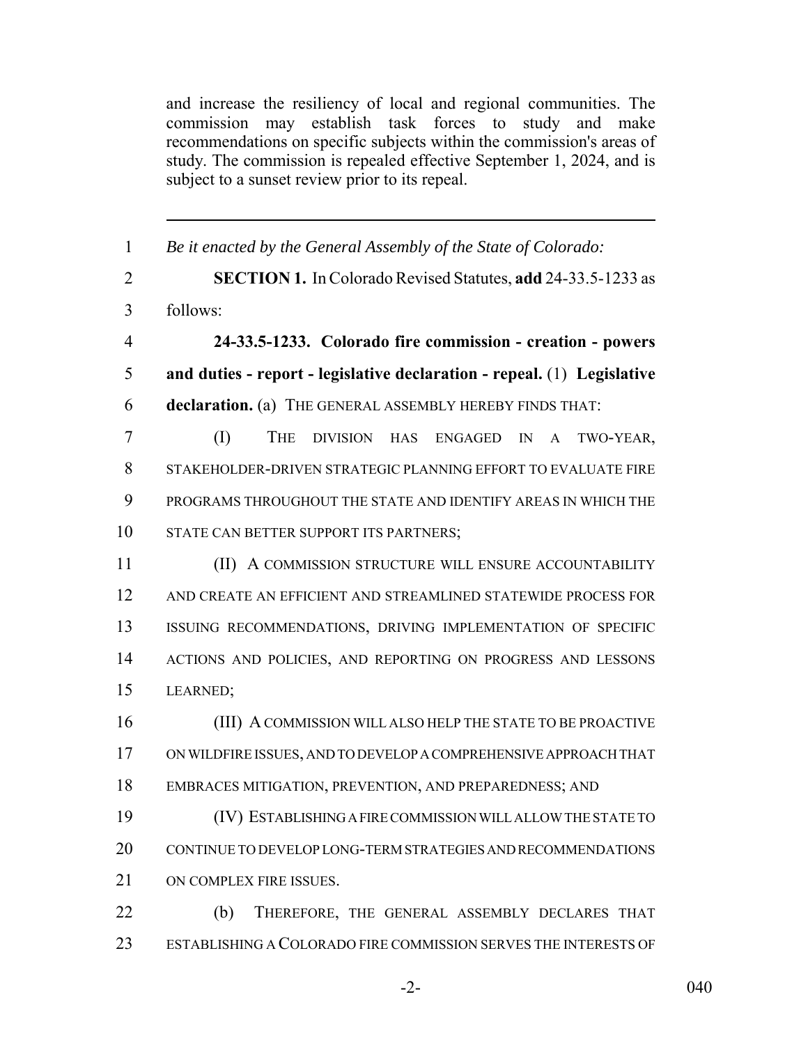and increase the resiliency of local and regional communities. The commission may establish task forces to study and make recommendations on specific subjects within the commission's areas of study. The commission is repealed effective September 1, 2024, and is subject to a sunset review prior to its repeal.

---

1 *Be it enacted by the General Assembly of the State of Colorado:*

2 **SECTION 1.** In Colorado Revised Statutes, **add** 24-33.5-1233 as

3 follows:

4 **24-33.5-1233. Colorado fire commission - creation - powers**

5 **and duties - report - legislative declaration - repeal.** (1) **Legislative**

6 **declaration.** (a) THE GENERAL ASSEMBLY HEREBY FINDS THAT:

7 (I) THE DIVISION HAS ENGAGED IN A TWO-YEAR,

8 STAKEHOLDER-DRIVEN STRATEGIC PLANNING EFFORT TO EVALUATE FIRE

9 PROGRAMS THROUGHOUT THE STATE AND IDENTIFY AREAS IN WHICH THE

10 STATE CAN BETTER SUPPORT ITS PARTNERS;

11 (II) A COMMISSION STRUCTURE WILL ENSURE ACCOUNTABILITY

12 AND CREATE AN EFFICIENT AND STREAMLINED STATEWIDE PROCESS FOR

13 ISSUING RECOMMENDATIONS, DRIVING IMPLEMENTATION OF SPECIFIC

14 ACTIONS AND POLICIES, AND REPORTING ON PROGRESS AND LESSONS

15 LEARNED;

16 (III) A COMMISSION WILL ALSO HELP THE STATE TO BE PROACTIVE

17 ON WILDFIRE ISSUES, AND TO DEVELOP A COMPREHENSIVE APPROACH THAT

18 EMBRACES MITIGATION, PREVENTION, AND PREPAREDNESS; AND

19 (IV) ESTABLISHING A FIRE COMMISSION WILL ALLOW THE STATE TO

20 CONTINUE TO DEVELOP LONG-TERM STRATEGIES AND RECOMMENDATIONS

21 ON COMPLEX FIRE ISSUES.

22 (b) THEREFORE, THE GENERAL ASSEMBLY DECLARES THAT

23 ESTABLISHING A COLORADO FIRE COMMISSION SERVES THE INTERESTS OF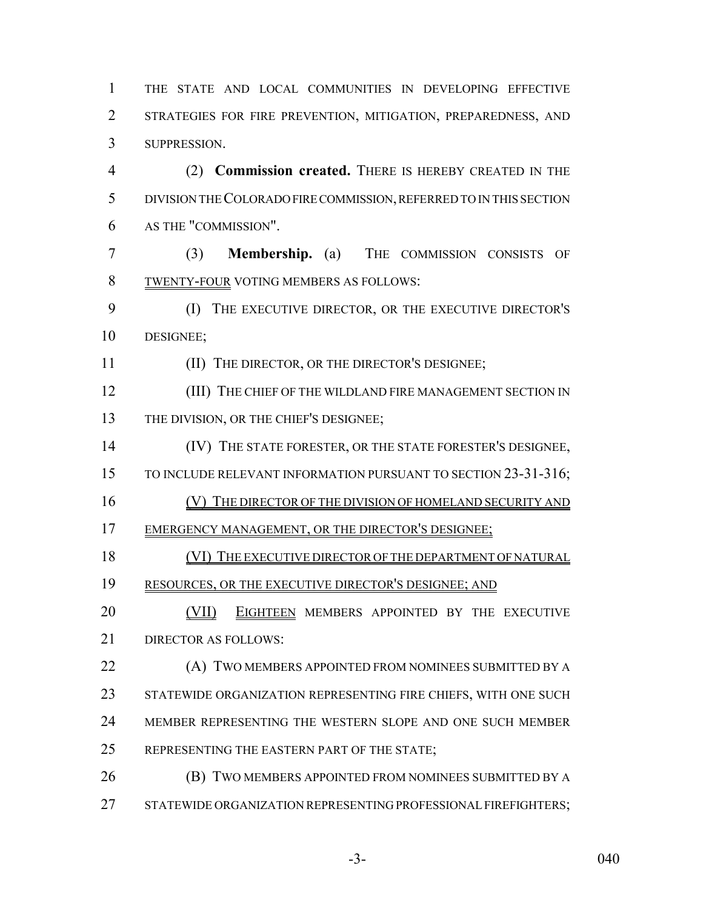THE STATE AND LOCAL COMMUNITIES IN DEVELOPING EFFECTIVE STRATEGIES FOR FIRE PREVENTION, MITIGATION, PREPAREDNESS, AND SUPPRESSION.

(2) **Commission created.** THERE IS HEREBY CREATED IN THE DIVISION THE COLORADO FIRE COMMISSION, REFERRED TO IN THIS SECTION AS THE "COMMISSION".

(3) **Membership.** (a) THE COMMISSION CONSISTS OF TWENTY-FOUR VOTING MEMBERS AS FOLLOWS:

(I) THE EXECUTIVE DIRECTOR, OR THE EXECUTIVE DIRECTOR'S DESIGNEE;

(II) THE DIRECTOR, OR THE DIRECTOR'S DESIGNEE;

(III) THE CHIEF OF THE WILDLAND FIRE MANAGEMENT SECTION IN THE DIVISION, OR THE CHIEF'S DESIGNEE;

(IV) THE STATE FORESTER, OR THE STATE FORESTER'S DESIGNEE, TO INCLUDE RELEVANT INFORMATION PURSUANT TO SECTION 23-31-316;

(V) THE DIRECTOR OF THE DIVISION OF HOMELAND SECURITY AND EMERGENCY MANAGEMENT, OR THE DIRECTOR'S DESIGNEE;

(VI) THE EXECUTIVE DIRECTOR OF THE DEPARTMENT OF NATURAL RESOURCES, OR THE EXECUTIVE DIRECTOR'S DESIGNEE; AND

(VII) EIGHTEEN MEMBERS APPOINTED BY THE EXECUTIVE DIRECTOR AS FOLLOWS:

(A) TWO MEMBERS APPOINTED FROM NOMINEES SUBMITTED BY A STATEWIDE ORGANIZATION REPRESENTING FIRE CHIEFS, WITH ONE SUCH MEMBER REPRESENTING THE WESTERN SLOPE AND ONE SUCH MEMBER REPRESENTING THE EASTERN PART OF THE STATE;

(B) TWO MEMBERS APPOINTED FROM NOMINEES SUBMITTED BY A STATEWIDE ORGANIZATION REPRESENTING PROFESSIONAL FIREFIGHTERS;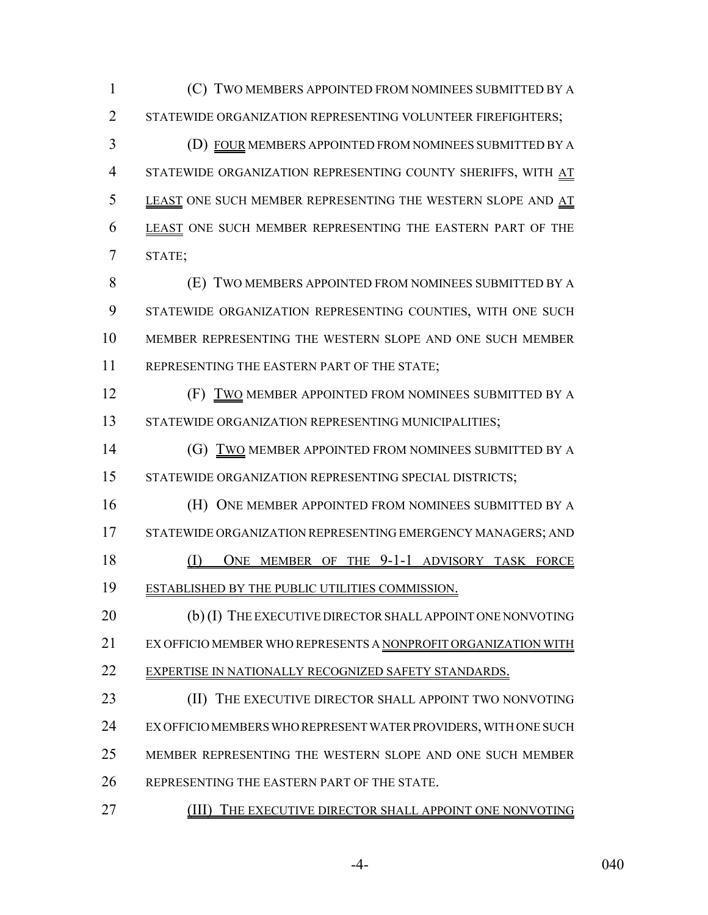(C) TWO MEMBERS APPOINTED FROM NOMINEES SUBMITTED BY A STATEWIDE ORGANIZATION REPRESENTING VOLUNTEER FIREFIGHTERS;

(D) FOUR MEMBERS APPOINTED FROM NOMINEES SUBMITTED BY A STATEWIDE ORGANIZATION REPRESENTING COUNTY SHERIFFS, WITH AT LEAST ONE SUCH MEMBER REPRESENTING THE WESTERN SLOPE AND AT LEAST ONE SUCH MEMBER REPRESENTING THE EASTERN PART OF THE STATE;

(E) TWO MEMBERS APPOINTED FROM NOMINEES SUBMITTED BY A STATEWIDE ORGANIZATION REPRESENTING COUNTIES, WITH ONE SUCH MEMBER REPRESENTING THE WESTERN SLOPE AND ONE SUCH MEMBER REPRESENTING THE EASTERN PART OF THE STATE;

(F) TWO MEMBER APPOINTED FROM NOMINEES SUBMITTED BY A STATEWIDE ORGANIZATION REPRESENTING MUNICIPALITIES;

(G) TWO MEMBER APPOINTED FROM NOMINEES SUBMITTED BY A STATEWIDE ORGANIZATION REPRESENTING SPECIAL DISTRICTS;

(H) ONE MEMBER APPOINTED FROM NOMINEES SUBMITTED BY A STATEWIDE ORGANIZATION REPRESENTING EMERGENCY MANAGERS; AND

(I) ONE MEMBER OF THE 9-1-1 ADVISORY TASK FORCE ESTABLISHED BY THE PUBLIC UTILITIES COMMISSION.

(b) (I) THE EXECUTIVE DIRECTOR SHALL APPOINT ONE NONVOTING EX OFFICIO MEMBER WHO REPRESENTS A NONPROFIT ORGANIZATION WITH EXPERTISE IN NATIONALLY RECOGNIZED SAFETY STANDARDS.

(II) THE EXECUTIVE DIRECTOR SHALL APPOINT TWO NONVOTING EX OFFICIO MEMBERS WHO REPRESENT WATER PROVIDERS, WITH ONE SUCH MEMBER REPRESENTING THE WESTERN SLOPE AND ONE SUCH MEMBER REPRESENTING THE EASTERN PART OF THE STATE.

(III) THE EXECUTIVE DIRECTOR SHALL APPOINT ONE NONVOTING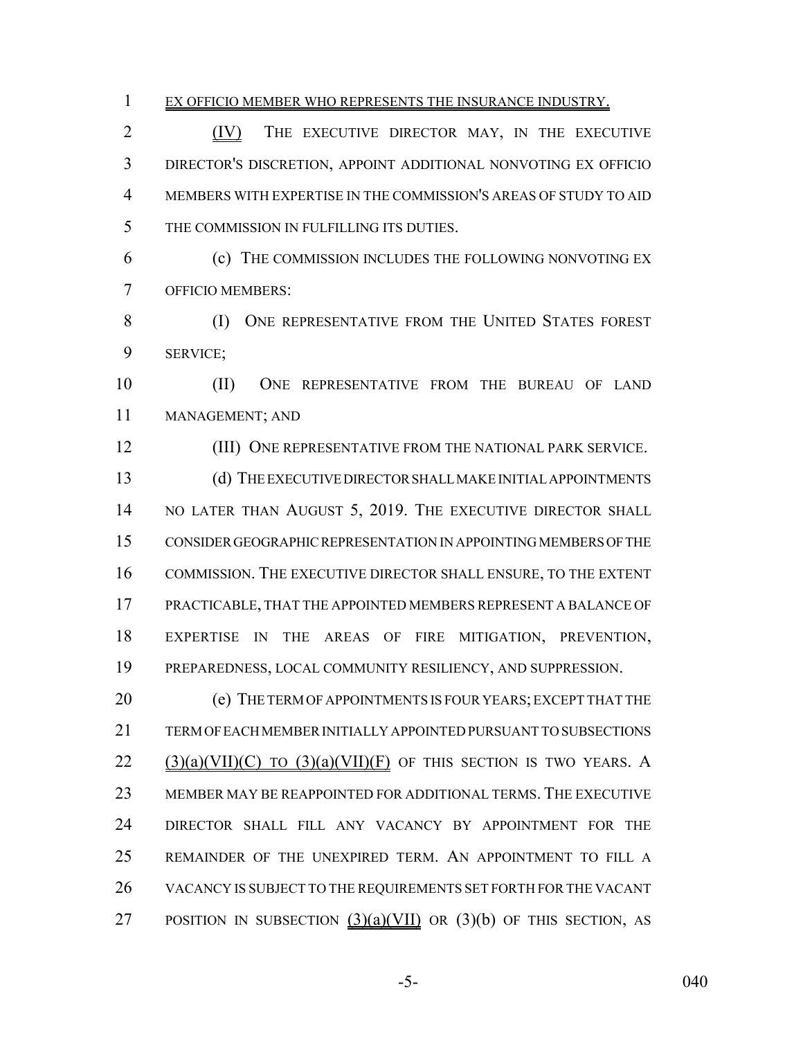EX OFFICIO MEMBER WHO REPRESENTS THE INSURANCE INDUSTRY.

(IV) THE EXECUTIVE DIRECTOR MAY, IN THE EXECUTIVE DIRECTOR'S DISCRETION, APPOINT ADDITIONAL NONVOTING EX OFFICIO MEMBERS WITH EXPERTISE IN THE COMMISSION'S AREAS OF STUDY TO AID THE COMMISSION IN FULFILLING ITS DUTIES.

(c) THE COMMISSION INCLUDES THE FOLLOWING NONVOTING EX OFFICIO MEMBERS:

(I) ONE REPRESENTATIVE FROM THE UNITED STATES FOREST SERVICE;

(II) ONE REPRESENTATIVE FROM THE BUREAU OF LAND MANAGEMENT; AND

(III) ONE REPRESENTATIVE FROM THE NATIONAL PARK SERVICE.

(d) THE EXECUTIVE DIRECTOR SHALL MAKE INITIAL APPOINTMENTS NO LATER THAN AUGUST 5, 2019. THE EXECUTIVE DIRECTOR SHALL CONSIDER GEOGRAPHIC REPRESENTATION IN APPOINTING MEMBERS OF THE COMMISSION. THE EXECUTIVE DIRECTOR SHALL ENSURE, TO THE EXTENT PRACTICABLE, THAT THE APPOINTED MEMBERS REPRESENT A BALANCE OF EXPERTISE IN THE AREAS OF FIRE MITIGATION, PREVENTION, PREPAREDNESS, LOCAL COMMUNITY RESILIENCY, AND SUPPRESSION.

(e) THE TERM OF APPOINTMENTS IS FOUR YEARS; EXCEPT THAT THE TERM OF EACH MEMBER INITIALLY APPOINTED PURSUANT TO SUBSECTIONS (3)(a)(VII)(C) TO (3)(a)(VII)(F) OF THIS SECTION IS TWO YEARS. A MEMBER MAY BE REAPPOINTED FOR ADDITIONAL TERMS. THE EXECUTIVE DIRECTOR SHALL FILL ANY VACANCY BY APPOINTMENT FOR THE REMAINDER OF THE UNEXPIRED TERM. AN APPOINTMENT TO FILL A VACANCY IS SUBJECT TO THE REQUIREMENTS SET FORTH FOR THE VACANT POSITION IN SUBSECTION (3)(a)(VII) OR (3)(b) OF THIS SECTION, AS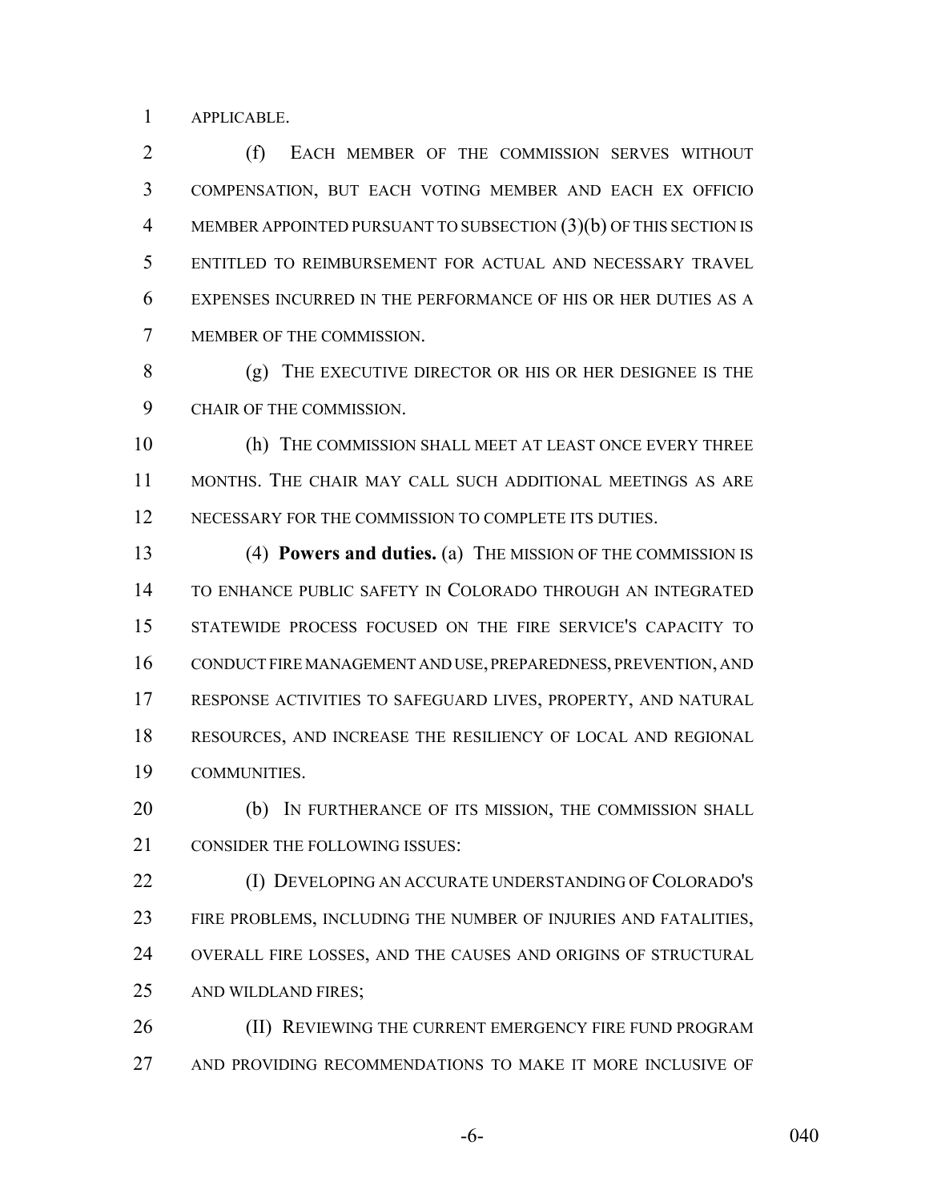APPLICABLE.

(f) EACH MEMBER OF THE COMMISSION SERVES WITHOUT COMPENSATION, BUT EACH VOTING MEMBER AND EACH EX OFFICIO MEMBER APPOINTED PURSUANT TO SUBSECTION (3)(b) OF THIS SECTION IS ENTITLED TO REIMBURSEMENT FOR ACTUAL AND NECESSARY TRAVEL EXPENSES INCURRED IN THE PERFORMANCE OF HIS OR HER DUTIES AS A MEMBER OF THE COMMISSION.

(g) THE EXECUTIVE DIRECTOR OR HIS OR HER DESIGNEE IS THE CHAIR OF THE COMMISSION.

(h) THE COMMISSION SHALL MEET AT LEAST ONCE EVERY THREE MONTHS. THE CHAIR MAY CALL SUCH ADDITIONAL MEETINGS AS ARE NECESSARY FOR THE COMMISSION TO COMPLETE ITS DUTIES.

(4) **Powers and duties.** (a) THE MISSION OF THE COMMISSION IS TO ENHANCE PUBLIC SAFETY IN COLORADO THROUGH AN INTEGRATED STATEWIDE PROCESS FOCUSED ON THE FIRE SERVICE'S CAPACITY TO CONDUCT FIRE MANAGEMENT AND USE, PREPAREDNESS, PREVENTION, AND RESPONSE ACTIVITIES TO SAFEGUARD LIVES, PROPERTY, AND NATURAL RESOURCES, AND INCREASE THE RESILIENCY OF LOCAL AND REGIONAL COMMUNITIES.

(b) IN FURTHERANCE OF ITS MISSION, THE COMMISSION SHALL CONSIDER THE FOLLOWING ISSUES:

(I) DEVELOPING AN ACCURATE UNDERSTANDING OF COLORADO'S FIRE PROBLEMS, INCLUDING THE NUMBER OF INJURIES AND FATALITIES, OVERALL FIRE LOSSES, AND THE CAUSES AND ORIGINS OF STRUCTURAL AND WILDLAND FIRES;

(II) REVIEWING THE CURRENT EMERGENCY FIRE FUND PROGRAM AND PROVIDING RECOMMENDATIONS TO MAKE IT MORE INCLUSIVE OF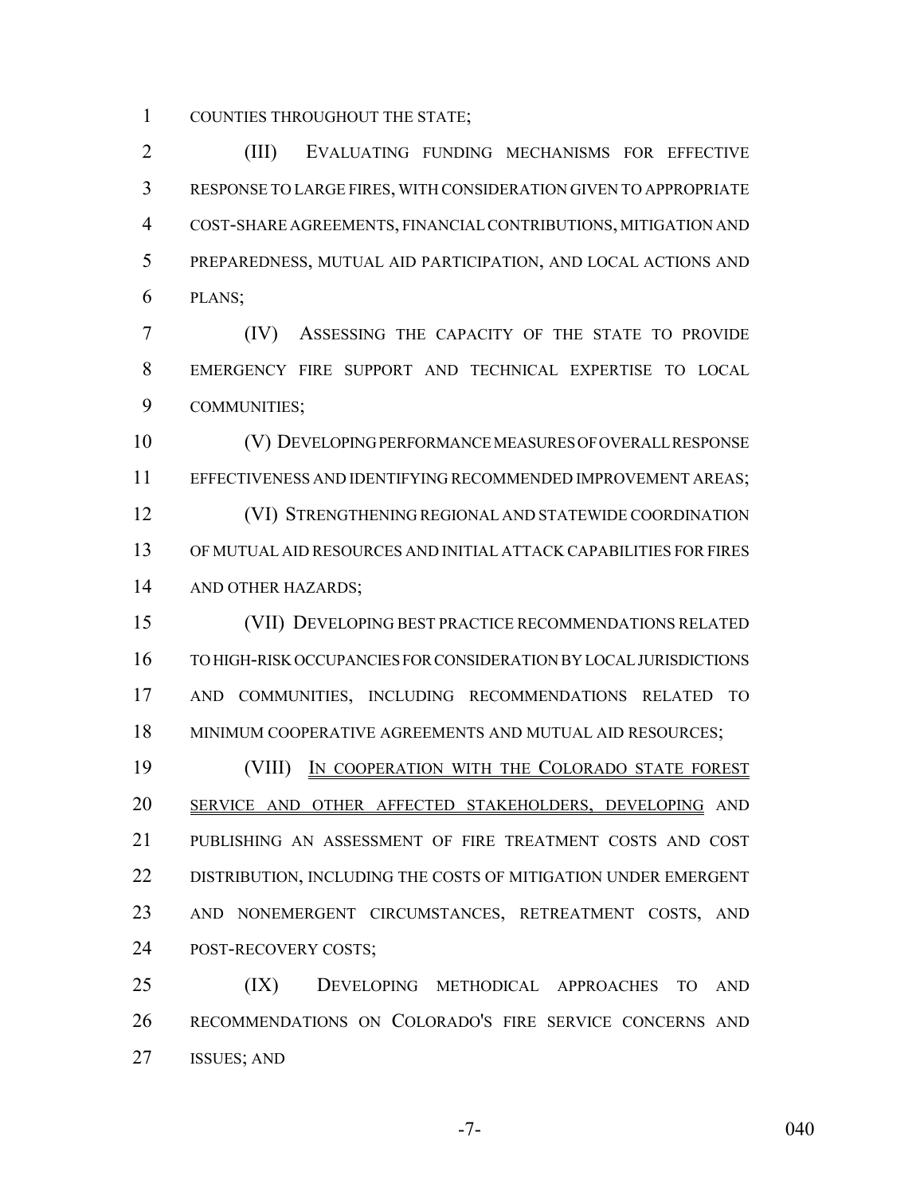COUNTIES THROUGHOUT THE STATE;

(III) EVALUATING FUNDING MECHANISMS FOR EFFECTIVE RESPONSE TO LARGE FIRES, WITH CONSIDERATION GIVEN TO APPROPRIATE COST-SHARE AGREEMENTS, FINANCIAL CONTRIBUTIONS, MITIGATION AND PREPAREDNESS, MUTUAL AID PARTICIPATION, AND LOCAL ACTIONS AND PLANS;

(IV) ASSESSING THE CAPACITY OF THE STATE TO PROVIDE EMERGENCY FIRE SUPPORT AND TECHNICAL EXPERTISE TO LOCAL COMMUNITIES;

(V) DEVELOPING PERFORMANCE MEASURES OF OVERALL RESPONSE EFFECTIVENESS AND IDENTIFYING RECOMMENDED IMPROVEMENT AREAS;

(VI) STRENGTHENING REGIONAL AND STATEWIDE COORDINATION OF MUTUAL AID RESOURCES AND INITIAL ATTACK CAPABILITIES FOR FIRES AND OTHER HAZARDS;

(VII) DEVELOPING BEST PRACTICE RECOMMENDATIONS RELATED TO HIGH-RISK OCCUPANCIES FOR CONSIDERATION BY LOCAL JURISDICTIONS AND COMMUNITIES, INCLUDING RECOMMENDATIONS RELATED TO MINIMUM COOPERATIVE AGREEMENTS AND MUTUAL AID RESOURCES;

(VIII) IN COOPERATION WITH THE COLORADO STATE FOREST SERVICE AND OTHER AFFECTED STAKEHOLDERS, DEVELOPING AND PUBLISHING AN ASSESSMENT OF FIRE TREATMENT COSTS AND COST DISTRIBUTION, INCLUDING THE COSTS OF MITIGATION UNDER EMERGENT AND NONEMERGENT CIRCUMSTANCES, RETREATMENT COSTS, AND POST-RECOVERY COSTS;

(IX) DEVELOPING METHODICAL APPROACHES TO AND RECOMMENDATIONS ON COLORADO'S FIRE SERVICE CONCERNS AND ISSUES; AND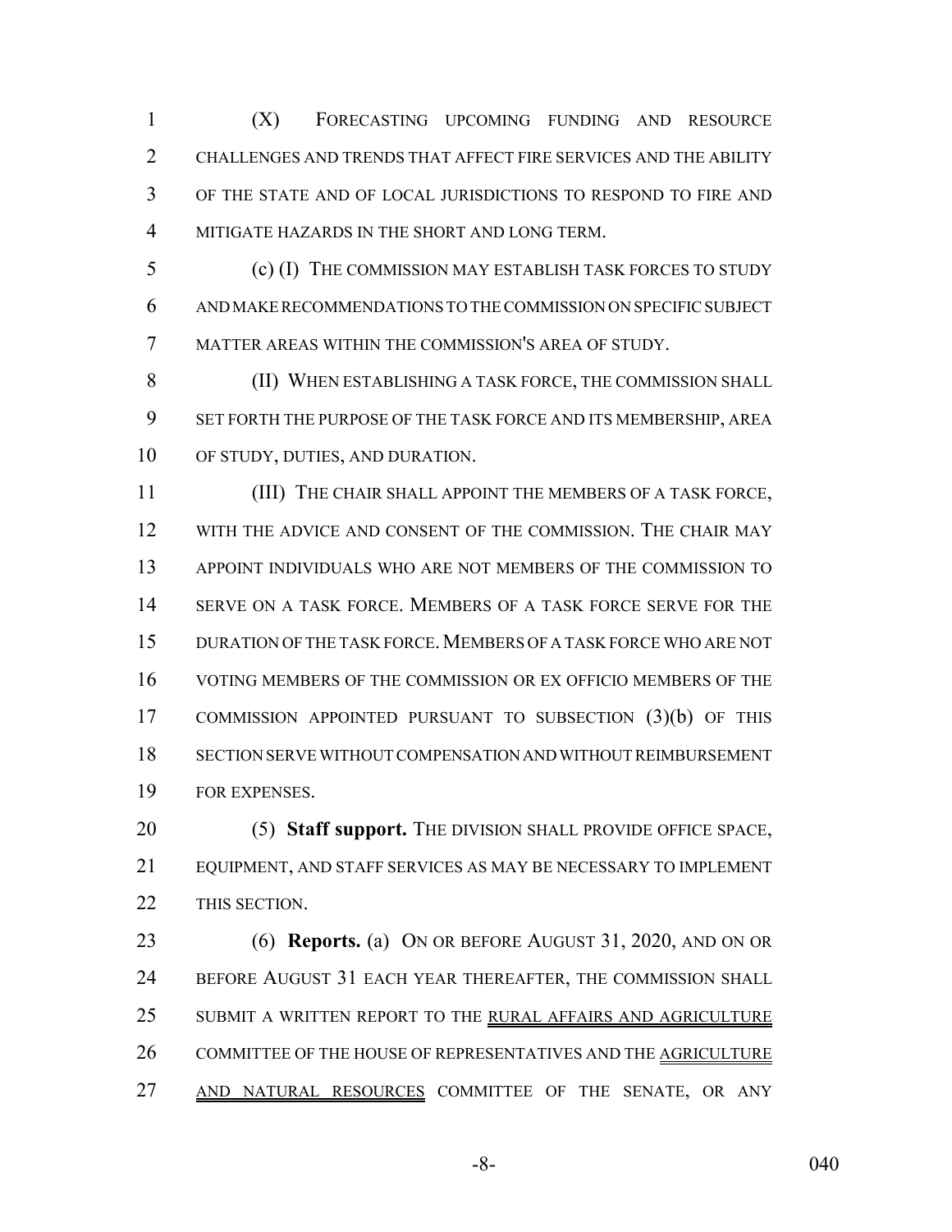(X) FORECASTING UPCOMING FUNDING AND RESOURCE CHALLENGES AND TRENDS THAT AFFECT FIRE SERVICES AND THE ABILITY OF THE STATE AND OF LOCAL JURISDICTIONS TO RESPOND TO FIRE AND MITIGATE HAZARDS IN THE SHORT AND LONG TERM.

(c) (I) THE COMMISSION MAY ESTABLISH TASK FORCES TO STUDY AND MAKE RECOMMENDATIONS TO THE COMMISSION ON SPECIFIC SUBJECT MATTER AREAS WITHIN THE COMMISSION'S AREA OF STUDY.

(II) WHEN ESTABLISHING A TASK FORCE, THE COMMISSION SHALL SET FORTH THE PURPOSE OF THE TASK FORCE AND ITS MEMBERSHIP, AREA OF STUDY, DUTIES, AND DURATION.

(III) THE CHAIR SHALL APPOINT THE MEMBERS OF A TASK FORCE, WITH THE ADVICE AND CONSENT OF THE COMMISSION. THE CHAIR MAY APPOINT INDIVIDUALS WHO ARE NOT MEMBERS OF THE COMMISSION TO SERVE ON A TASK FORCE. MEMBERS OF A TASK FORCE SERVE FOR THE DURATION OF THE TASK FORCE. MEMBERS OF A TASK FORCE WHO ARE NOT VOTING MEMBERS OF THE COMMISSION OR EX OFFICIO MEMBERS OF THE COMMISSION APPOINTED PURSUANT TO SUBSECTION (3)(b) OF THIS SECTION SERVE WITHOUT COMPENSATION AND WITHOUT REIMBURSEMENT FOR EXPENSES.

(5) **Staff support.** THE DIVISION SHALL PROVIDE OFFICE SPACE, EQUIPMENT, AND STAFF SERVICES AS MAY BE NECESSARY TO IMPLEMENT THIS SECTION.

(6) **Reports.** (a) ON OR BEFORE AUGUST 31, 2020, AND ON OR BEFORE AUGUST 31 EACH YEAR THEREAFTER, THE COMMISSION SHALL SUBMIT A WRITTEN REPORT TO THE RURAL AFFAIRS AND AGRICULTURE COMMITTEE OF THE HOUSE OF REPRESENTATIVES AND THE AGRICULTURE AND NATURAL RESOURCES COMMITTEE OF THE SENATE, OR ANY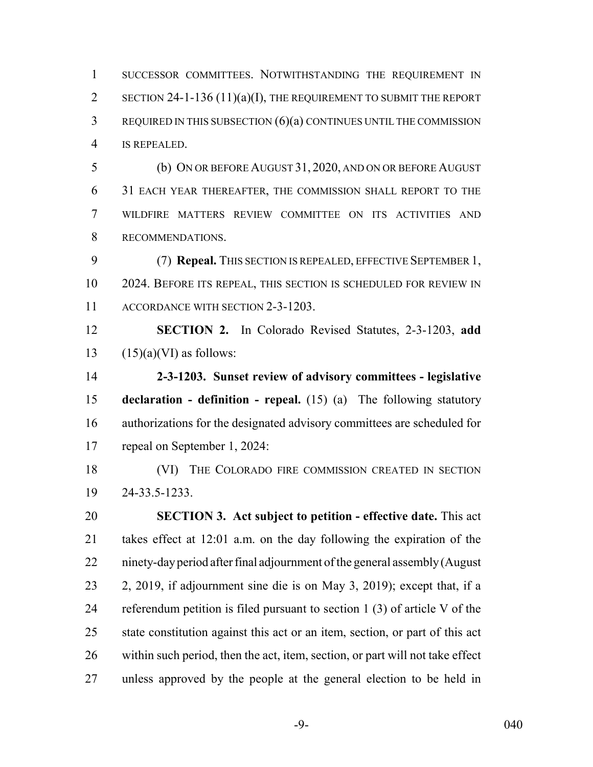SUCCESSOR COMMITTEES. NOTWITHSTANDING THE REQUIREMENT IN SECTION 24-1-136 (11)(a)(I), THE REQUIREMENT TO SUBMIT THE REPORT REQUIRED IN THIS SUBSECTION (6)(a) CONTINUES UNTIL THE COMMISSION IS REPEALED.

(b) ON OR BEFORE AUGUST 31, 2020, AND ON OR BEFORE AUGUST 31 EACH YEAR THEREAFTER, THE COMMISSION SHALL REPORT TO THE WILDFIRE MATTERS REVIEW COMMITTEE ON ITS ACTIVITIES AND RECOMMENDATIONS.

(7) **Repeal.** THIS SECTION IS REPEALED, EFFECTIVE SEPTEMBER 1, 2024. BEFORE ITS REPEAL, THIS SECTION IS SCHEDULED FOR REVIEW IN ACCORDANCE WITH SECTION 2-3-1203.

**SECTION 2.** In Colorado Revised Statutes, 2-3-1203, **add** (15)(a)(VI) as follows:

**2-3-1203. Sunset review of advisory committees - legislative declaration - definition - repeal.** (15) (a) The following statutory authorizations for the designated advisory committees are scheduled for repeal on September 1, 2024:

(VI) THE COLORADO FIRE COMMISSION CREATED IN SECTION 24-33.5-1233.

**SECTION 3. Act subject to petition - effective date.** This act takes effect at 12:01 a.m. on the day following the expiration of the ninety-day period after final adjournment of the general assembly (August 2, 2019, if adjournment sine die is on May 3, 2019); except that, if a referendum petition is filed pursuant to section 1 (3) of article V of the state constitution against this act or an item, section, or part of this act within such period, then the act, item, section, or part will not take effect unless approved by the people at the general election to be held in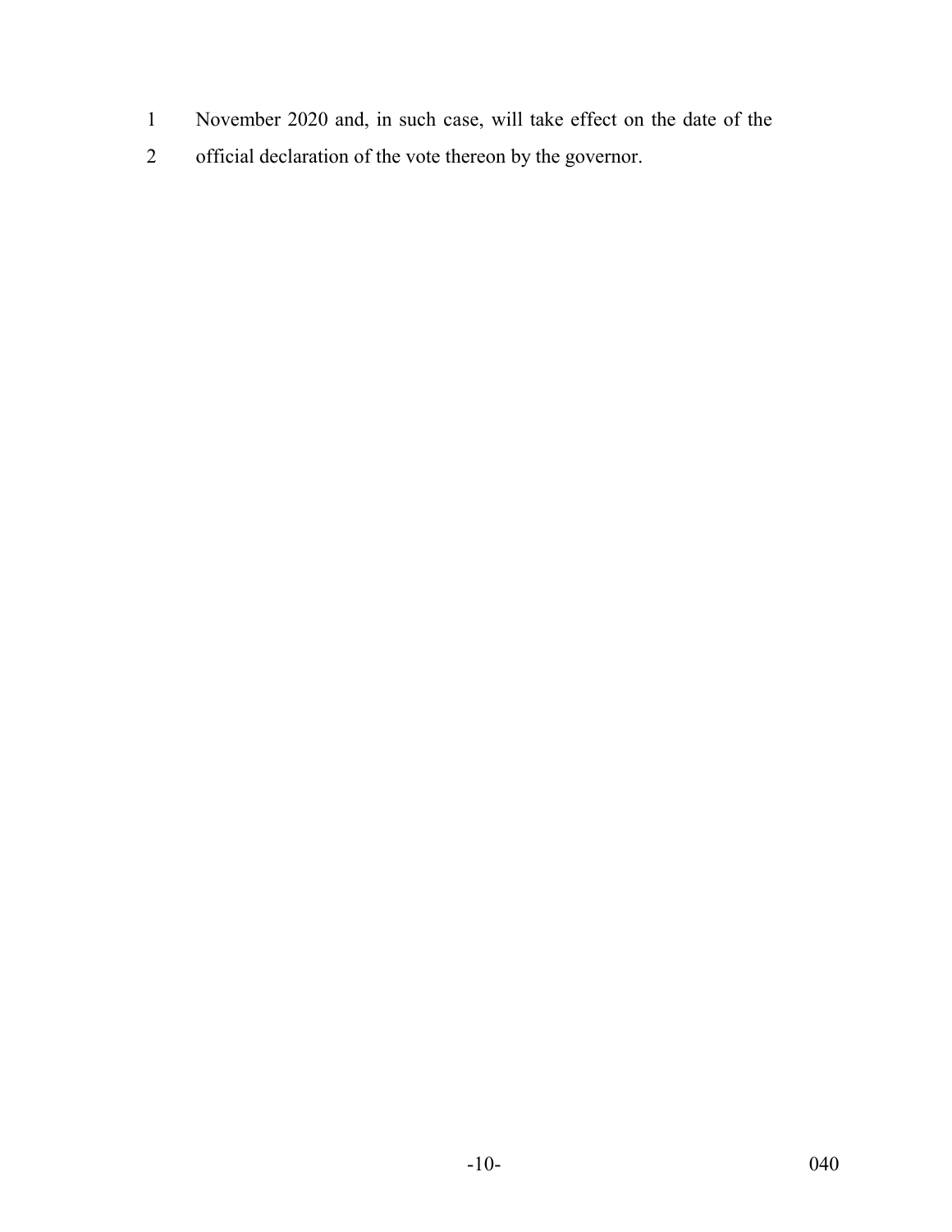November 2020 and, in such case, will take effect on the date of the official declaration of the vote thereon by the governor.